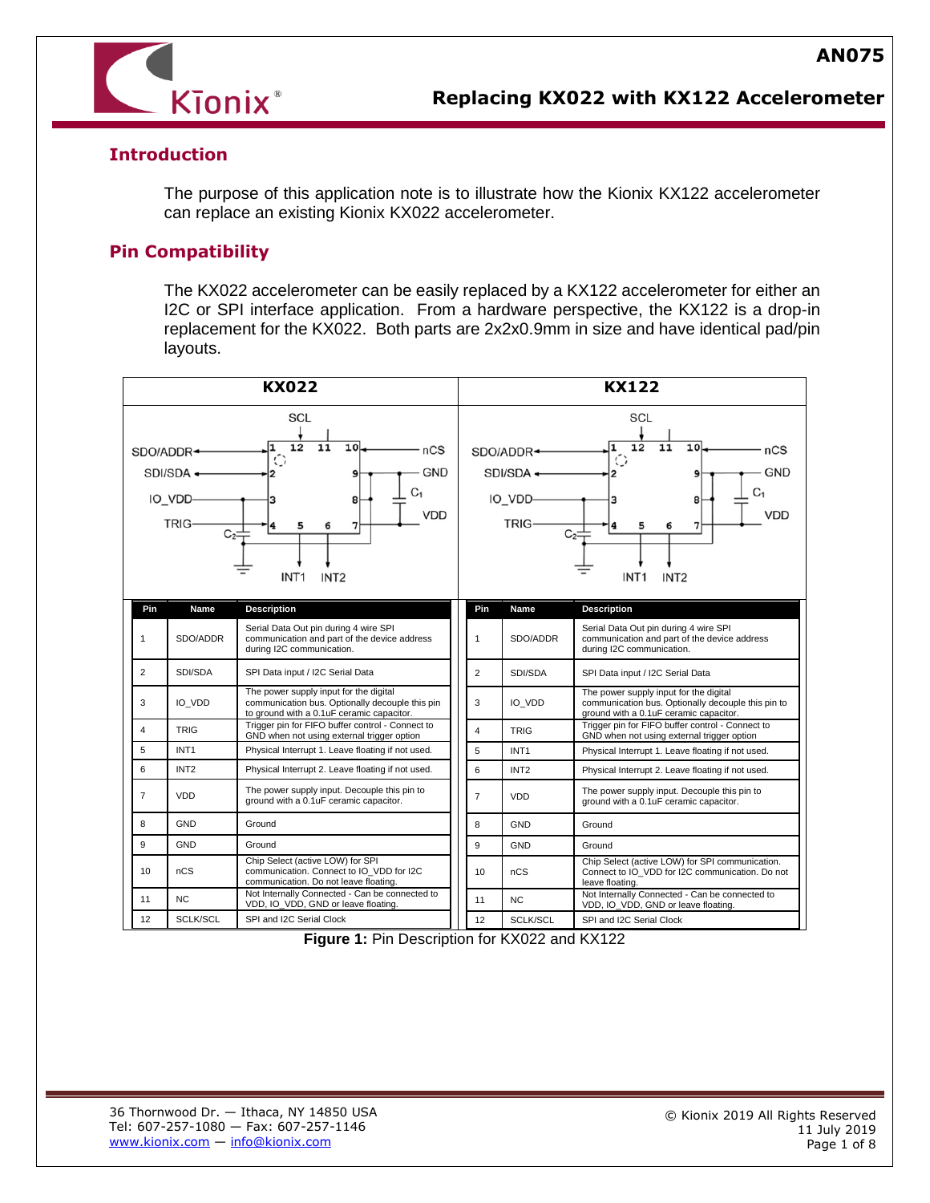# Replacing KX022 with KX122 Accelerometer

## Introduction

The purpose of this application note is to illustrate how the Kionix KX122 accelerometer can replace an existing Kionix KX022 accelerometer.

## Pin Compatibility

The KX022 accelerometer can be easily replaced by a KX122 accelerometer for either an I2C or SPI interface application. From a hardware perspective, the KX122 is a drop-in replacement for the KX022. Both parts are 2x2x0.9mm in size and have identical pad/pin layouts.

**KX022**

| Pin | Name | Description |
|---|---|---|
| 1 | SDO/ADDR | Serial Data Out pin during 4 wire SPI communication and part of the device address during I2C communication. |
| 2 | SDI/SDA | SPI Data input / I2C Serial Data |
| 3 | IO_VDD | The power supply input for the digital communication bus. Optionally decouple this pin to ground with a 0.1uF ceramic capacitor. |
| 4 | TRIG | Trigger pin for FIFO buffer control - Connect to GND when not using external trigger option |
| 5 | INT1 | Physical Interrupt 1. Leave floating if not used. |
| 6 | INT2 | Physical Interrupt 2. Leave floating if not used. |
| 7 | VDD | The power supply input. Decouple this pin to ground with a 0.1uF ceramic capacitor. |
| 8 | GND | Ground |
| 9 | GND | Ground |
| 10 | nCS | Chip Select (active LOW) for SPI communication. Connect to IO_VDD for I2C communication. Do not leave floating. |
| 11 | NC | Not Internally Connected - Can be connected to VDD, IO_VDD, GND or leave floating. |
| 12 | SCLK/SCL | SPI and I2C Serial Clock |

**KX122**

| Pin | Name | Description |
|---|---|---|
| 1 | SDO/ADDR | Serial Data Out pin during 4 wire SPI communication and part of the device address during I2C communication. |
| 2 | SDI/SDA | SPI Data input / I2C Serial Data |
| 3 | IO_VDD | The power supply input for the digital communication bus. Optionally decouple this pin to ground with a 0.1uF ceramic capacitor. |
| 4 | TRIG | Trigger pin for FIFO buffer control - Connect to GND when not using external trigger option |
| 5 | INT1 | Physical Interrupt 1. Leave floating if not used. |
| 6 | INT2 | Physical Interrupt 2. Leave floating if not used. |
| 7 | VDD | The power supply input. Decouple this pin to ground with a 0.1uF ceramic capacitor. |
| 8 | GND | Ground |
| 9 | GND | Ground |
| 10 | nCS | Chip Select (active LOW) for SPI communication. Connect to IO_VDD for I2C communication. Do not leave floating. |
| 11 | NC | Not Internally Connected - Can be connected to VDD, IO_VDD, GND or leave floating. |
| 12 | SCLK/SCL | SPI and I2C Serial Clock |

**Figure 1:** Pin Description for KX022 and KX122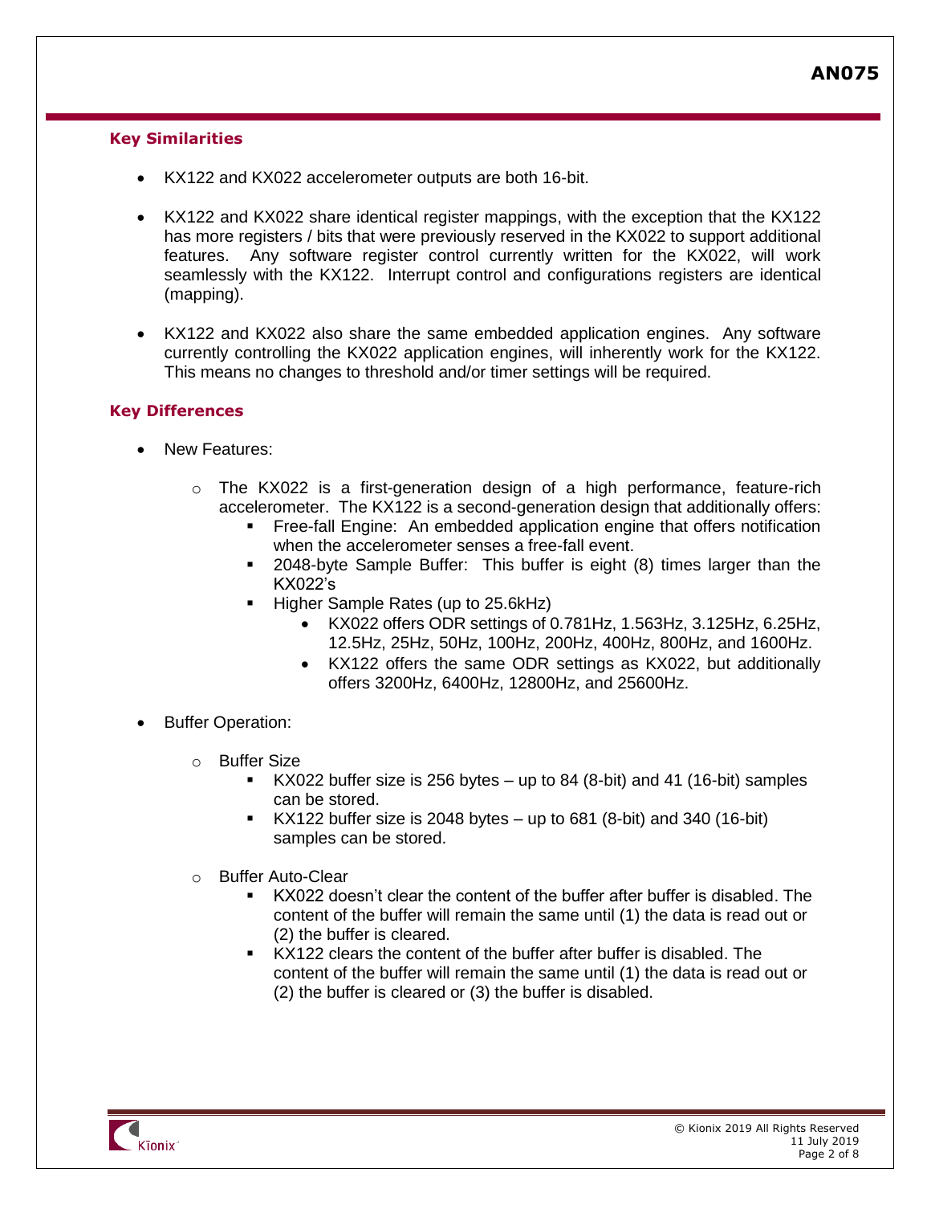### Key Similarities

- KX122 and KX022 accelerometer outputs are both 16-bit.
- KX122 and KX022 share identical register mappings, with the exception that the KX122 has more registers / bits that were previously reserved in the KX022 to support additional features. Any software register control currently written for the KX022, will work seamlessly with the KX122. Interrupt control and configurations registers are identical (mapping).
- KX122 and KX022 also share the same embedded application engines. Any software currently controlling the KX022 application engines, will inherently work for the KX122. This means no changes to threshold and/or timer settings will be required.

### Key Differences

- New Features:
  - The KX022 is a first-generation design of a high performance, feature-rich accelerometer. The KX122 is a second-generation design that additionally offers:
    - Free-fall Engine: An embedded application engine that offers notification when the accelerometer senses a free-fall event.
    - 2048-byte Sample Buffer: This buffer is eight (8) times larger than the KX022's
    - Higher Sample Rates (up to 25.6kHz)
      - KX022 offers ODR settings of 0.781Hz, 1.563Hz, 3.125Hz, 6.25Hz, 12.5Hz, 25Hz, 50Hz, 100Hz, 200Hz, 400Hz, 800Hz, and 1600Hz.
      - KX122 offers the same ODR settings as KX022, but additionally offers 3200Hz, 6400Hz, 12800Hz, and 25600Hz.
- Buffer Operation:
  - Buffer Size
    - KX022 buffer size is 256 bytes – up to 84 (8-bit) and 41 (16-bit) samples can be stored.
    - KX122 buffer size is 2048 bytes – up to 681 (8-bit) and 340 (16-bit) samples can be stored.
  - Buffer Auto-Clear
    - KX022 doesn't clear the content of the buffer after buffer is disabled. The content of the buffer will remain the same until (1) the data is read out or (2) the buffer is cleared.
    - KX122 clears the content of the buffer after buffer is disabled. The content of the buffer will remain the same until (1) the data is read out or (2) the buffer is cleared or (3) the buffer is disabled.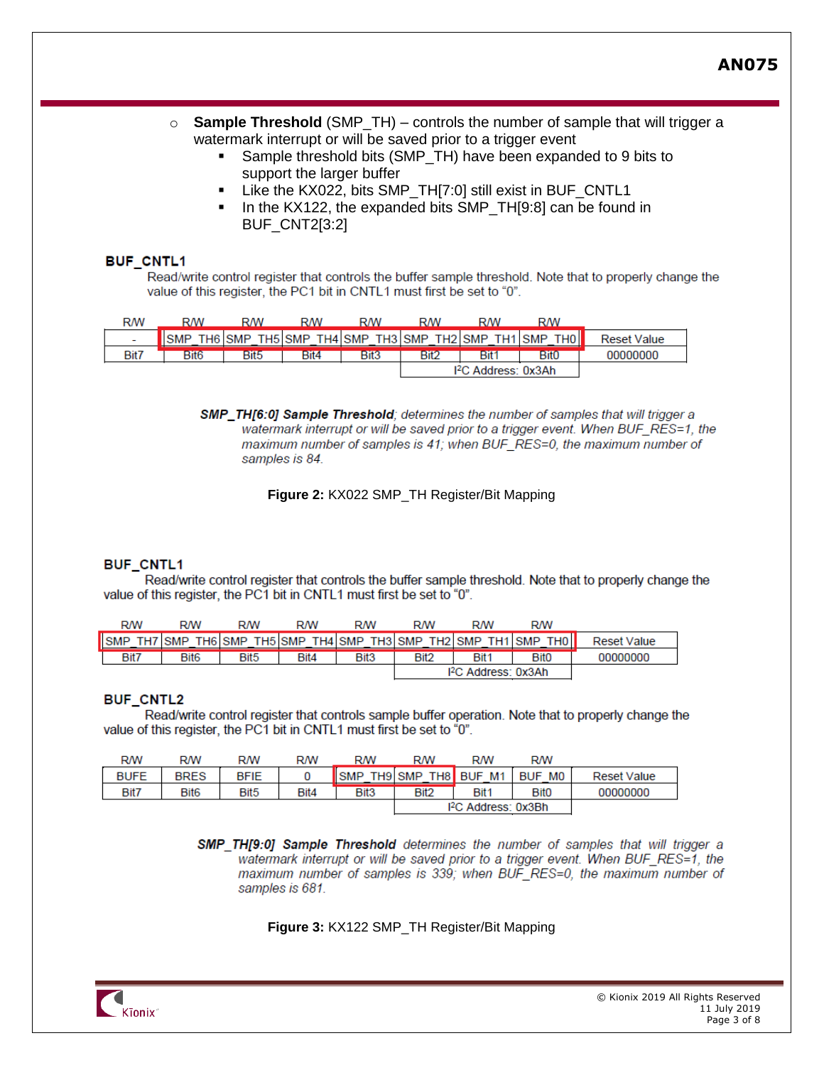- **Sample Threshold** (SMP_TH) – controls the number of sample that will trigger a watermark interrupt or will be saved prior to a trigger event
  - Sample threshold bits (SMP_TH) have been expanded to 9 bits to support the larger buffer
  - Like the KX022, bits SMP_TH[7:0] still exist in BUF_CNTL1
  - In the KX122, the expanded bits SMP_TH[9:8] can be found in BUF_CNT2[3:2]

**BUF_CNTL1**

Read/write control register that controls the buffer sample threshold. Note that to properly change the value of this register, the PC1 bit in CNTL1 must first be set to "0".

| R/W | R/W | R/W | R/W | R/W | R/W | R/W | R/W | |
|---|---|---|---|---|---|---|---|---|
| - | SMP_TH6 | SMP_TH5 | SMP_TH4 | SMP_TH3 | SMP_TH2 | SMP_TH1 | SMP_TH0 | Reset Value |
| Bit7 | Bit6 | Bit5 | Bit4 | Bit3 | Bit2 | Bit1 | Bit0 | 00000000 |
| | | | | | I²C Address: 0x3Ah | | | |

***SMP_TH[6:0] Sample Threshold****; determines the number of samples that will trigger a watermark interrupt or will be saved prior to a trigger event. When BUF_RES=1, the maximum number of samples is 41; when BUF_RES=0, the maximum number of samples is 84.*

**Figure 2:** KX022 SMP_TH Register/Bit Mapping

**BUF_CNTL1**

Read/write control register that controls the buffer sample threshold. Note that to properly change the value of this register, the PC1 bit in CNTL1 must first be set to "0".

| R/W | R/W | R/W | R/W | R/W | R/W | R/W | R/W | |
|---|---|---|---|---|---|---|---|---|
| SMP_TH7 | SMP_TH6 | SMP_TH5 | SMP_TH4 | SMP_TH3 | SMP_TH2 | SMP_TH1 | SMP_TH0 | Reset Value |
| Bit7 | Bit6 | Bit5 | Bit4 | Bit3 | Bit2 | Bit1 | Bit0 | 00000000 |
| | | | | | I²C Address: 0x3Ah | | | |

**BUF_CNTL2**

Read/write control register that controls sample buffer operation. Note that to properly change the value of this register, the PC1 bit in CNTL1 must first be set to "0".

| R/W | R/W | R/W | R/W | R/W | R/W | R/W | R/W | |
|---|---|---|---|---|---|---|---|---|
| BUFE | BRES | BFIE | 0 | SMP_TH9 | SMP_TH8 | BUF_M1 | BUF_M0 | Reset Value |
| Bit7 | Bit6 | Bit5 | Bit4 | Bit3 | Bit2 | Bit1 | Bit0 | 00000000 |
| | | | | | I²C Address: 0x3Bh | | | |

***SMP_TH[9:0] Sample Threshold*** *determines the number of samples that will trigger a watermark interrupt or will be saved prior to a trigger event. When BUF_RES=1, the maximum number of samples is 339; when BUF_RES=0, the maximum number of samples is 681.*

**Figure 3:** KX122 SMP_TH Register/Bit Mapping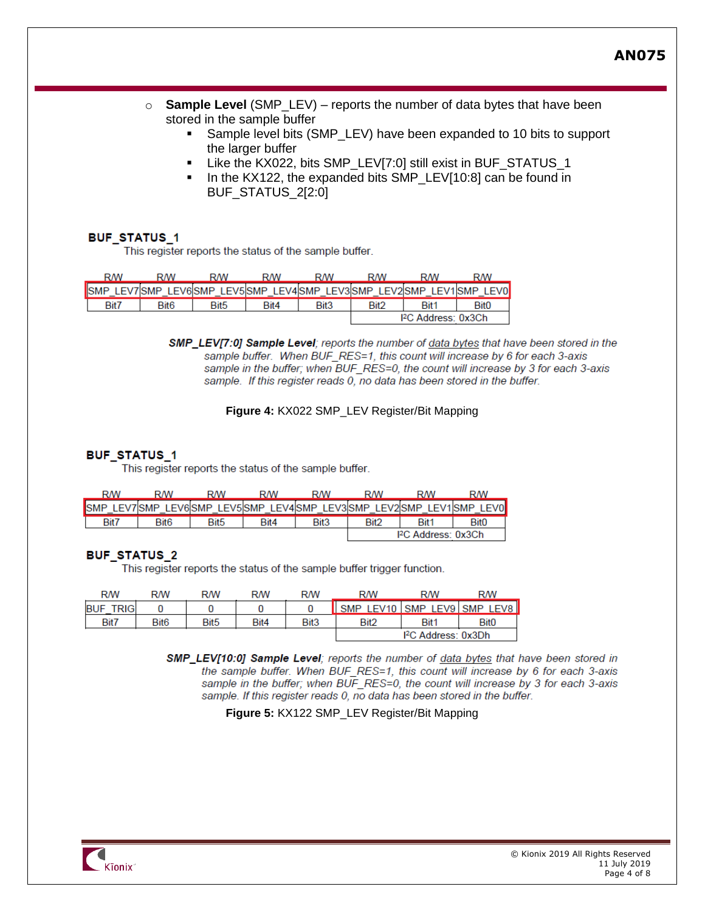- **Sample Level** (SMP_LEV) – reports the number of data bytes that have been stored in the sample buffer
  - Sample level bits (SMP_LEV) have been expanded to 10 bits to support the larger buffer
  - Like the KX022, bits SMP_LEV[7:0] still exist in BUF_STATUS_1
  - In the KX122, the expanded bits SMP_LEV[10:8] can be found in BUF_STATUS_2[2:0]

**BUF_STATUS_1**

This register reports the status of the sample buffer.

| R/W | R/W | R/W | R/W | R/W | R/W | R/W | R/W |
|---|---|---|---|---|---|---|---|
| SMP_LEV7 | SMP_LEV6 | SMP_LEV5 | SMP_LEV4 | SMP_LEV3 | SMP_LEV2 | SMP_LEV1 | SMP_LEV0 |
| Bit7 | Bit6 | Bit5 | Bit4 | Bit3 | Bit2 | Bit1 | Bit0 |
| | | | | | I²C Address: 0x3Ch | | |

***SMP_LEV[7:0] Sample Level****; reports the number of data bytes that have been stored in the sample buffer. When BUF_RES=1, this count will increase by 6 for each 3-axis sample in the buffer; when BUF_RES=0, the count will increase by 3 for each 3-axis sample. If this register reads 0, no data has been stored in the buffer.*

**Figure 4:** KX022 SMP_LEV Register/Bit Mapping

**BUF_STATUS_1**

This register reports the status of the sample buffer.

| R/W | R/W | R/W | R/W | R/W | R/W | R/W | R/W |
|---|---|---|---|---|---|---|---|
| SMP_LEV7 | SMP_LEV6 | SMP_LEV5 | SMP_LEV4 | SMP_LEV3 | SMP_LEV2 | SMP_LEV1 | SMP_LEV0 |
| Bit7 | Bit6 | Bit5 | Bit4 | Bit3 | Bit2 | Bit1 | Bit0 |
| | | | | | I²C Address: 0x3Ch | | |

**BUF_STATUS_2**

This register reports the status of the sample buffer trigger function.

| R/W | R/W | R/W | R/W | R/W | R/W | R/W | R/W |
|---|---|---|---|---|---|---|---|
| BUF_TRIG | 0 | 0 | 0 | 0 | SMP_LEV10 | SMP_LEV9 | SMP_LEV8 |
| Bit7 | Bit6 | Bit5 | Bit4 | Bit3 | Bit2 | Bit1 | Bit0 |
| | | | | | I²C Address: 0x3Dh | | |

***SMP_LEV[10:0] Sample Level****; reports the number of data bytes that have been stored in the sample buffer. When BUF_RES=1, this count will increase by 6 for each 3-axis sample in the buffer; when BUF_RES=0, the count will increase by 3 for each 3-axis sample. If this register reads 0, no data has been stored in the buffer.*

**Figure 5:** KX122 SMP_LEV Register/Bit Mapping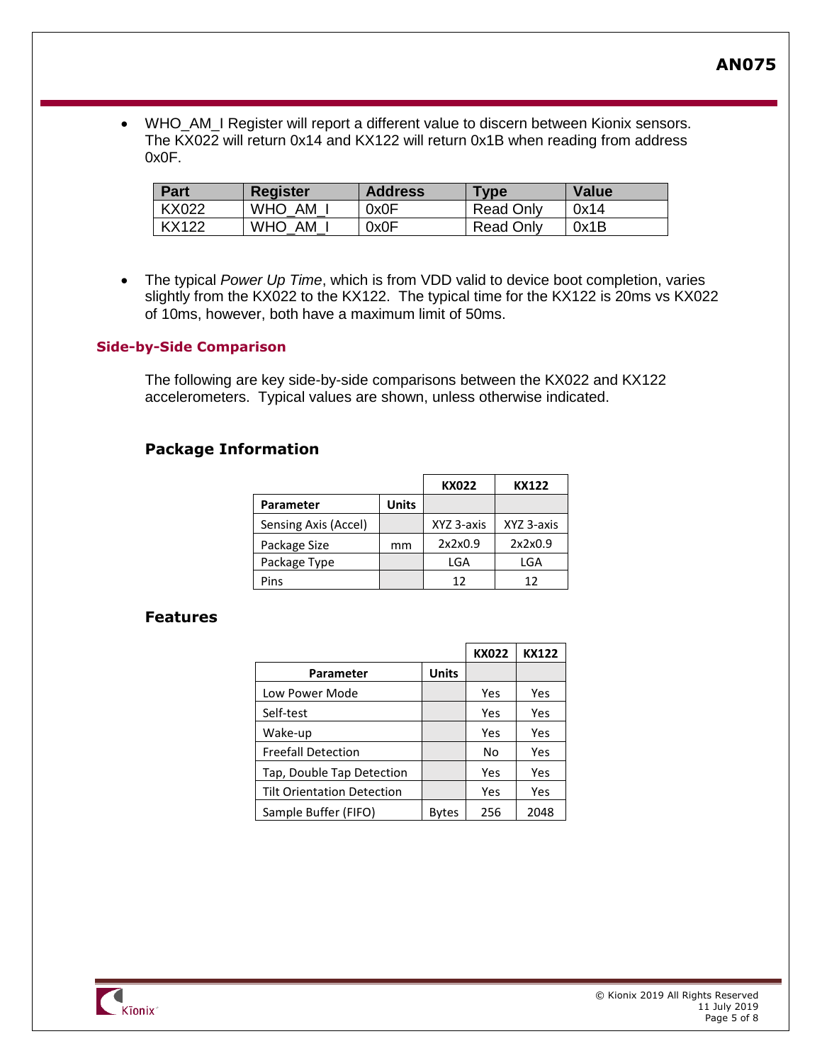- WHO_AM_I Register will report a different value to discern between Kionix sensors. The KX022 will return 0x14 and KX122 will return 0x1B when reading from address 0x0F.

| Part | Register | Address | Type | Value |
|---|---|---|---|---|
| KX022 | WHO_AM_I | 0x0F | Read Only | 0x14 |
| KX122 | WHO_AM_I | 0x0F | Read Only | 0x1B |

- The typical *Power Up Time*, which is from VDD valid to device boot completion, varies slightly from the KX022 to the KX122. The typical time for the KX122 is 20ms vs KX022 of 10ms, however, both have a maximum limit of 50ms.

## Side-by-Side Comparison

The following are key side-by-side comparisons between the KX022 and KX122 accelerometers. Typical values are shown, unless otherwise indicated.

### Package Information

| Parameter | Units | KX022 | KX122 |
|---|---|---|---|
| Sensing Axis (Accel) | | XYZ 3-axis | XYZ 3-axis |
| Package Size | mm | 2x2x0.9 | 2x2x0.9 |
| Package Type | | LGA | LGA |
| Pins | | 12 | 12 |

### Features

| Parameter | Units | KX022 | KX122 |
|---|---|---|---|
| Low Power Mode | | Yes | Yes |
| Self-test | | Yes | Yes |
| Wake-up | | Yes | Yes |
| Freefall Detection | | No | Yes |
| Tap, Double Tap Detection | | Yes | Yes |
| Tilt Orientation Detection | | Yes | Yes |
| Sample Buffer (FIFO) | Bytes | 256 | 2048 |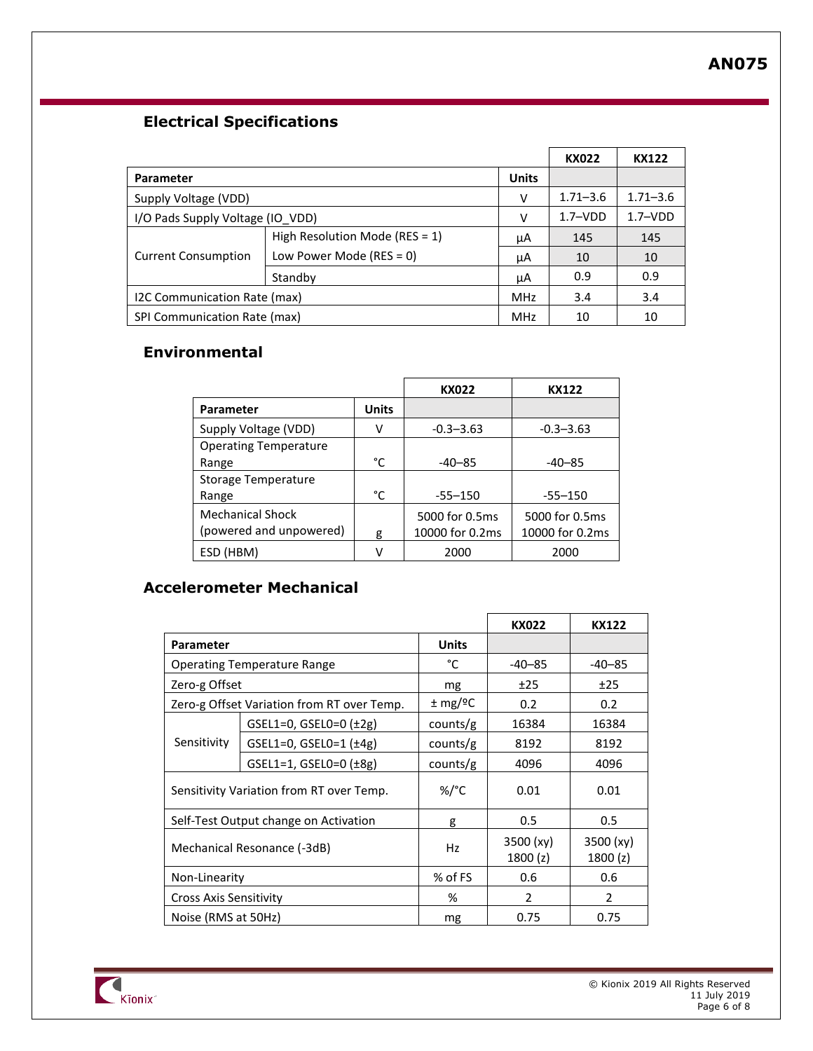## Electrical Specifications

| Parameter | | Units | KX022 | KX122 |
|---|---|---|---|---|
| Supply Voltage (VDD) | | V | 1.71–3.6 | 1.71–3.6 |
| I/O Pads Supply Voltage (IO_VDD) | | V | 1.7–VDD | 1.7–VDD |
| Current Consumption | High Resolution Mode (RES = 1) | µA | 145 | 145 |
| | Low Power Mode (RES = 0) | µA | 10 | 10 |
| | Standby | µA | 0.9 | 0.9 |
| I2C Communication Rate (max) | | MHz | 3.4 | 3.4 |
| SPI Communication Rate (max) | | MHz | 10 | 10 |

## Environmental

| Parameter | Units | KX022 | KX122 |
|---|---|---|---|
| Supply Voltage (VDD) | V | -0.3–3.63 | -0.3–3.63 |
| Operating Temperature Range | °C | -40–85 | -40–85 |
| Storage Temperature Range | °C | -55–150 | -55–150 |
| Mechanical Shock (powered and unpowered) | g | 5000 for 0.5ms<br>10000 for 0.2ms | 5000 for 0.5ms<br>10000 for 0.2ms |
| ESD (HBM) | V | 2000 | 2000 |

## Accelerometer Mechanical

| Parameter | | Units | KX022 | KX122 |
|---|---|---|---|---|
| Operating Temperature Range | | °C | -40–85 | -40–85 |
| Zero-g Offset | | mg | ±25 | ±25 |
| Zero-g Offset Variation from RT over Temp. | | ± mg/ºC | 0.2 | 0.2 |
| Sensitivity | GSEL1=0, GSEL0=0 (±2g) | counts/g | 16384 | 16384 |
| | GSEL1=0, GSEL0=1 (±4g) | counts/g | 8192 | 8192 |
| | GSEL1=1, GSEL0=0 (±8g) | counts/g | 4096 | 4096 |
| Sensitivity Variation from RT over Temp. | | %/°C | 0.01 | 0.01 |
| Self-Test Output change on Activation | | g | 0.5 | 0.5 |
| Mechanical Resonance (-3dB) | | Hz | 3500 (xy)<br>1800 (z) | 3500 (xy)<br>1800 (z) |
| Non-Linearity | | % of FS | 0.6 | 0.6 |
| Cross Axis Sensitivity | | % | 2 | 2 |
| Noise (RMS at 50Hz) | | mg | 0.75 | 0.75 |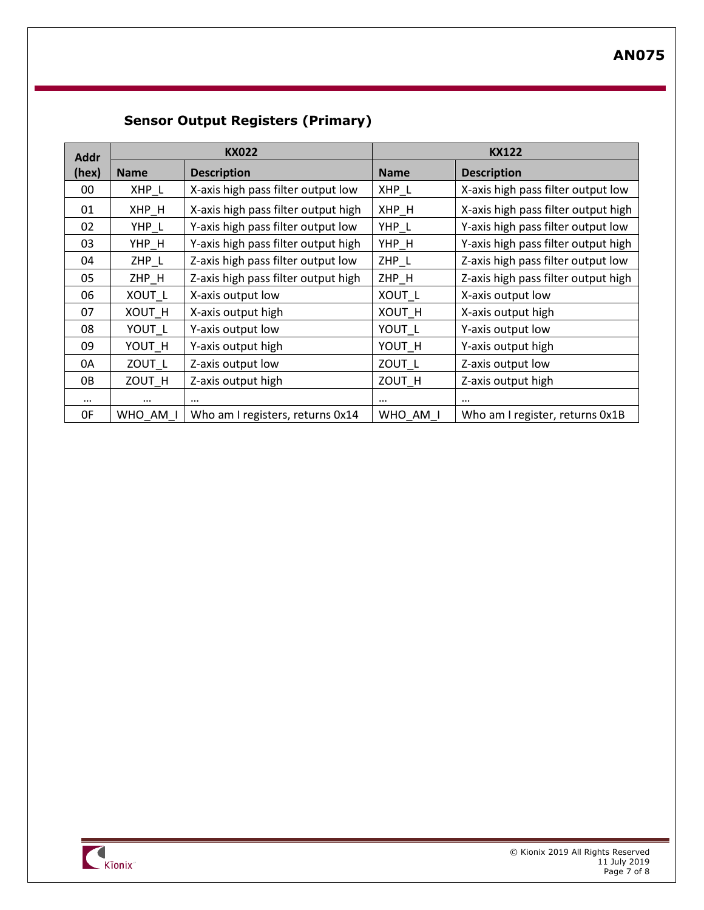### Sensor Output Registers (Primary)

| Addr (hex) | KX022 | | KX122 | |
|---|---|---|---|---|
| | **Name** | **Description** | **Name** | **Description** |
| 00 | XHP_L | X-axis high pass filter output low | XHP_L | X-axis high pass filter output low |
| 01 | XHP_H | X-axis high pass filter output high | XHP_H | X-axis high pass filter output high |
| 02 | YHP_L | Y-axis high pass filter output low | YHP_L | Y-axis high pass filter output low |
| 03 | YHP_H | Y-axis high pass filter output high | YHP_H | Y-axis high pass filter output high |
| 04 | ZHP_L | Z-axis high pass filter output low | ZHP_L | Z-axis high pass filter output low |
| 05 | ZHP_H | Z-axis high pass filter output high | ZHP_H | Z-axis high pass filter output high |
| 06 | XOUT_L | X-axis output low | XOUT_L | X-axis output low |
| 07 | XOUT_H | X-axis output high | XOUT_H | X-axis output high |
| 08 | YOUT_L | Y-axis output low | YOUT_L | Y-axis output low |
| 09 | YOUT_H | Y-axis output high | YOUT_H | Y-axis output high |
| 0A | ZOUT_L | Z-axis output low | ZOUT_L | Z-axis output low |
| 0B | ZOUT_H | Z-axis output high | ZOUT_H | Z-axis output high |
| … | … | … | … | … |
| 0F | WHO_AM_I | Who am I registers, returns 0x14 | WHO_AM_I | Who am I register, returns 0x1B |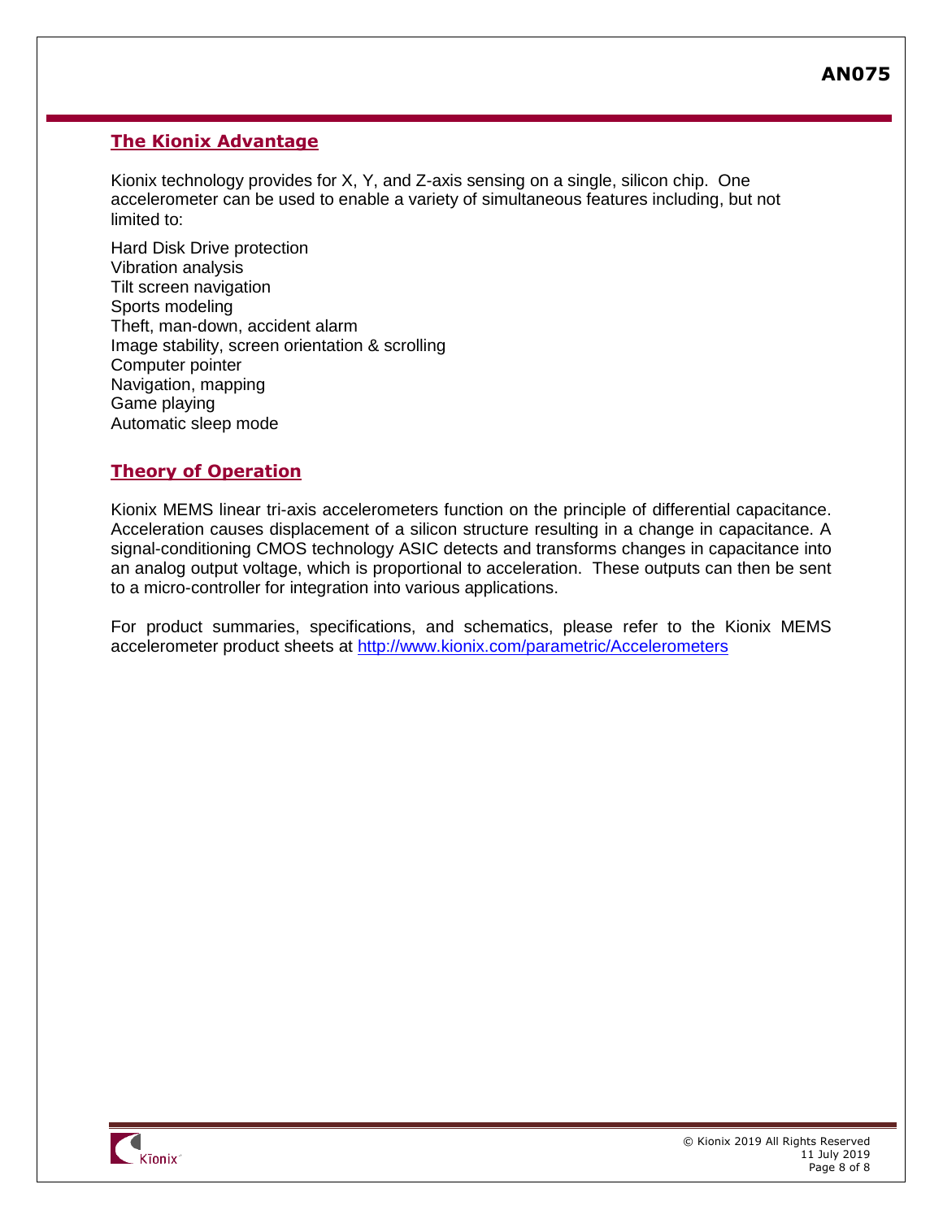## The Kionix Advantage

Kionix technology provides for X, Y, and Z-axis sensing on a single, silicon chip. One accelerometer can be used to enable a variety of simultaneous features including, but not limited to:

Hard Disk Drive protection
Vibration analysis
Tilt screen navigation
Sports modeling
Theft, man-down, accident alarm
Image stability, screen orientation & scrolling
Computer pointer
Navigation, mapping
Game playing
Automatic sleep mode

## Theory of Operation

Kionix MEMS linear tri-axis accelerometers function on the principle of differential capacitance. Acceleration causes displacement of a silicon structure resulting in a change in capacitance. A signal-conditioning CMOS technology ASIC detects and transforms changes in capacitance into an analog output voltage, which is proportional to acceleration. These outputs can then be sent to a micro-controller for integration into various applications.

For product summaries, specifications, and schematics, please refer to the Kionix MEMS accelerometer product sheets at [http://www.kionix.com/parametric/Accelerometers](http://www.kionix.com/parametric/Accelerometers)